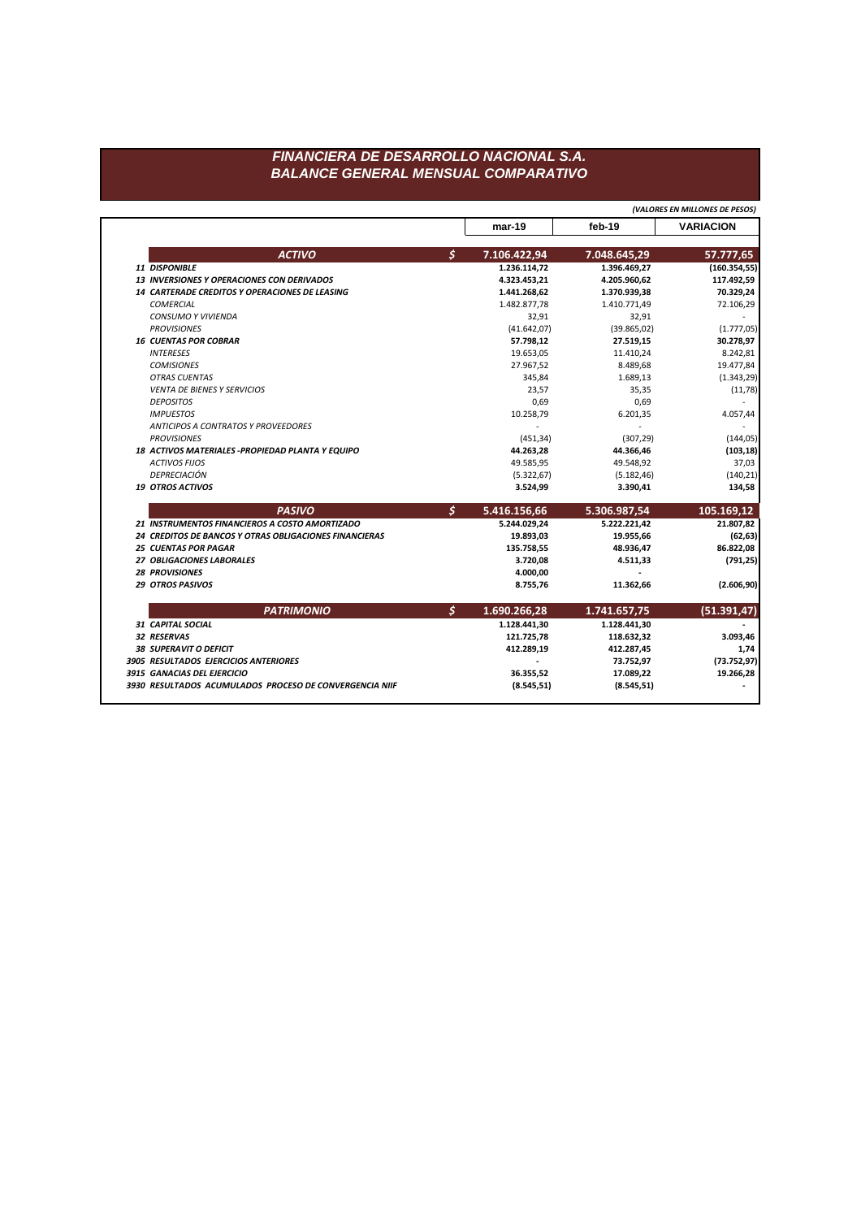# FINANCIERA DE DESARROLLO NACIONAL S.A.
## BALANCE GENERAL MENSUAL COMPARATIVO

*(VALORES EN MILLONES DE PESOS)*

| | | mar-19 | feb-19 | VARIACION |
|---|---|---|---|---|
| ***ACTIVO*** | **$** | **7.106.422,94** | **7.048.645,29** | **57.777,65** |
| ***11 DISPONIBLE*** | | **1.236.114,72** | **1.396.469,27** | **(160.354,55)** |
| ***13 INVERSIONES Y OPERACIONES CON DERIVADOS*** | | **4.323.453,21** | **4.205.960,62** | **117.492,59** |
| ***14 CARTERADE CREDITOS Y OPERACIONES DE LEASING*** | | **1.441.268,62** | **1.370.939,38** | **70.329,24** |
| *COMERCIAL* | | 1.482.877,78 | 1.410.771,49 | 72.106,29 |
| *CONSUMO Y VIVIENDA* | | 32,91 | 32,91 | - |
| *PROVISIONES* | | (41.642,07) | (39.865,02) | (1.777,05) |
| ***16 CUENTAS POR COBRAR*** | | **57.798,12** | **27.519,15** | **30.278,97** |
| *INTERESES* | | 19.653,05 | 11.410,24 | 8.242,81 |
| *COMISIONES* | | 27.967,52 | 8.489,68 | 19.477,84 |
| *OTRAS CUENTAS* | | 345,84 | 1.689,13 | (1.343,29) |
| *VENTA DE BIENES Y SERVICIOS* | | 23,57 | 35,35 | (11,78) |
| *DEPOSITOS* | | 0,69 | 0,69 | - |
| *IMPUESTOS* | | 10.258,79 | 6.201,35 | 4.057,44 |
| *ANTICIPOS A CONTRATOS Y PROVEEDORES* | | - | - | - |
| *PROVISIONES* | | (451,34) | (307,29) | (144,05) |
| ***18 ACTIVOS MATERIALES -PROPIEDAD PLANTA Y EQUIPO*** | | **44.263,28** | **44.366,46** | **(103,18)** |
| *ACTIVOS FIJOS* | | 49.585,95 | 49.548,92 | 37,03 |
| *DEPRECIACIÓN* | | (5.322,67) | (5.182,46) | (140,21) |
| ***19 OTROS ACTIVOS*** | | **3.524,99** | **3.390,41** | **134,58** |
| ***PASIVO*** | **$** | **5.416.156,66** | **5.306.987,54** | **105.169,12** |
| ***21 INSTRUMENTOS FINANCIEROS A COSTO AMORTIZADO*** | | **5.244.029,24** | **5.222.221,42** | **21.807,82** |
| ***24 CREDITOS DE BANCOS Y OTRAS OBLIGACIONES FINANCIERAS*** | | **19.893,03** | **19.955,66** | **(62,63)** |
| ***25 CUENTAS POR PAGAR*** | | **135.758,55** | **48.936,47** | **86.822,08** |
| ***27 OBLIGACIONES LABORALES*** | | **3.720,08** | **4.511,33** | **(791,25)** |
| ***28 PROVISIONES*** | | **4.000,00** | **-** | |
| ***29 OTROS PASIVOS*** | | **8.755,76** | **11.362,66** | **(2.606,90)** |
| ***PATRIMONIO*** | **$** | **1.690.266,28** | **1.741.657,75** | **(51.391,47)** |
| ***31 CAPITAL SOCIAL*** | | **1.128.441,30** | **1.128.441,30** | **-** |
| ***32 RESERVAS*** | | **121.725,78** | **118.632,32** | **3.093,46** |
| ***38 SUPERAVIT O DEFICIT*** | | **412.289,19** | **412.287,45** | **1,74** |
| ***3905 RESULTADOS EJERCICIOS ANTERIORES*** | | **-** | **73.752,97** | **(73.752,97)** |
| ***3915 GANACIAS DEL EJERCICIO*** | | **36.355,52** | **17.089,22** | **19.266,28** |
| ***3930 RESULTADOS ACUMULADOS PROCESO DE CONVERGENCIA NIIF*** | | **(8.545,51)** | **(8.545,51)** | **-** |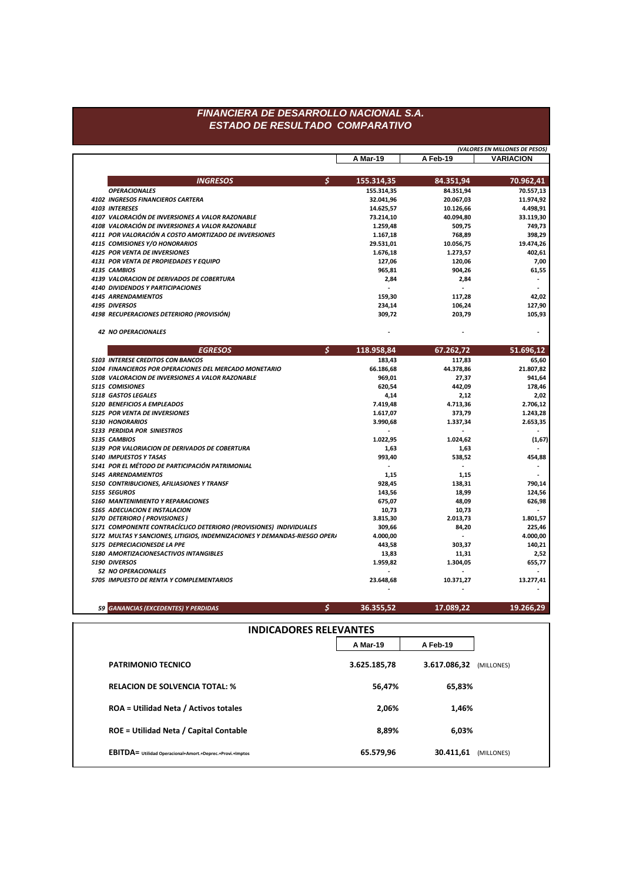# FINANCIERA DE DESARROLLO NACIONAL S.A.
## ESTADO DE RESULTADO COMPARATIVO

*(VALORES EN MILLONES DE PESOS)*

| | | A Mar-19 | A Feb-19 | VARIACION |
|---|---|---|---|---|
| **INGRESOS** | $ | **155.314,35** | **84.351,94** | **70.962,41** |
| OPERACIONALES | | 155.314,35 | 84.351,94 | 70.557,13 |
| 4102 INGRESOS FINANCIEROS CARTERA | | 32.041,96 | 20.067,03 | 11.974,92 |
| 4103 INTERESES | | 14.625,57 | 10.126,66 | 4.498,91 |
| 4107 VALORACIÓN DE INVERSIONES A VALOR RAZONABLE | | 73.214,10 | 40.094,80 | 33.119,30 |
| 4108 VALORACIÓN DE INVERSIONES A VALOR RAZONABLE | | 1.259,48 | 509,75 | 749,73 |
| 4111 POR VALORACIÓN A COSTO AMORTIZADO DE INVERSIONES | | 1.167,18 | 768,89 | 398,29 |
| 4115 COMISIONES Y/O HONORARIOS | | 29.531,01 | 10.056,75 | 19.474,26 |
| 4125 POR VENTA DE INVERSIONES | | 1.676,18 | 1.273,57 | 402,61 |
| 4131 POR VENTA DE PROPIEDADES Y EQUIPO | | 127,06 | 120,06 | 7,00 |
| 4135 CAMBIOS | | 965,81 | 904,26 | 61,55 |
| 4139 VALORACION DE DERIVADOS DE COBERTURA | | 2,84 | 2,84 | - |
| 4140 DIVIDENDOS Y PARTICIPACIONES | | - | - | - |
| 4145 ARRENDAMIENTOS | | 159,30 | 117,28 | 42,02 |
| 4195 DIVERSOS | | 234,14 | 106,24 | 127,90 |
| 4198 RECUPERACIONES DETERIORO (PROVISIÓN) | | 309,72 | 203,79 | 105,93 |
| 42 NO OPERACIONALES | | - | - | - |
| **EGRESOS** | $ | **118.958,84** | **67.262,72** | **51.696,12** |
| 5103 INTERESE CREDITOS CON BANCOS | | 183,43 | 117,83 | 65,60 |
| 5104 FINANCIEROS POR OPERACIONES DEL MERCADO MONETARIO | | 66.186,68 | 44.378,86 | 21.807,82 |
| 5108 VALORACION DE INVERSIONES A VALOR RAZONABLE | | 969,01 | 27,37 | 941,64 |
| 5115 COMISIONES | | 620,54 | 442,09 | 178,46 |
| 5118 GASTOS LEGALES | | 4,14 | 2,12 | 2,02 |
| 5120 BENEFICIOS A EMPLEADOS | | 7.419,48 | 4.713,36 | 2.706,12 |
| 5125 POR VENTA DE INVERSIONES | | 1.617,07 | 373,79 | 1.243,28 |
| 5130 HONORARIOS | | 3.990,68 | 1.337,34 | 2.653,35 |
| 5133 PERDIDA POR SINIESTROS | | - | - | - |
| 5135 CAMBIOS | | 1.022,95 | 1.024,62 | (1,67) |
| 5139 POR VALORIACION DE DERIVADOS DE COBERTURA | | 1,63 | 1,63 | - |
| 5140 IMPUESTOS Y TASAS | | 993,40 | 538,52 | 454,88 |
| 5141 POR EL MÉTODO DE PARTICIPACIÓN PATRIMONIAL | | - | - | - |
| 5145 ARRENDAMIENTOS | | 1,15 | 1,15 | - |
| 5150 CONTRIBUCIONES, AFILIASIONES Y TRANSF | | 928,45 | 138,31 | 790,14 |
| 5155 SEGUROS | | 143,56 | 18,99 | 124,56 |
| 5160 MANTENIMIENTO Y REPARACIONES | | 675,07 | 48,09 | 626,98 |
| 5165 ADECUACION E INSTALACION | | 10,73 | 10,73 | - |
| 5170 DETERIORO ( PROVISIONES ) | | 3.815,30 | 2.013,73 | 1.801,57 |
| 5171 COMPONENTE CONTRACÍCLICO DETERIORO (PROVISIONES) INDIVIDUALES | | 309,66 | 84,20 | 225,46 |
| 5172 MULTAS Y SANCIONES, LITIGIOS, INDEMNIZACIONES Y DEMANDAS-RIESGO OPER/ | | 4.000,00 | - | 4.000,00 |
| 5175 DEPRECIACIONESDE LA PPE | | 443,58 | 303,37 | 140,21 |
| 5180 AMORTIZACIONESACTIVOS INTANGIBLES | | 13,83 | 11,31 | 2,52 |
| 5190 DIVERSOS | | 1.959,82 | 1.304,05 | 655,77 |
| 52 NO OPERACIONALES | | - | - | - |
| 5705 IMPUESTO DE RENTA Y COMPLEMENTARIOS | | 23.648,68 | 10.371,27 | 13.277,41 |
| | | - | - | - |
| **59 GANANCIAS (EXCEDENTES) Y PERDIDAS** | $ | **36.355,52** | **17.089,22** | **19.266,29** |

## INDICADORES RELEVANTES

| | A Mar-19 | A Feb-19 | |
|---|---|---|---|
| **PATRIMONIO TECNICO** | **3.625.185,78** | **3.617.086,32** | (MILLONES) |
| **RELACION DE SOLVENCIA TOTAL: %** | **56,47%** | **65,83%** | |
| **ROA = Utilidad Neta / Activos totales** | **2,06%** | **1,46%** | |
| **ROE = Utilidad Neta / Capital Contable** | **8,89%** | **6,03%** | |
| **EBITDA=** Utilidad Operacional+Amort.+Deprec.+Provi.+Imptos | **65.579,96** | **30.411,61** | (MILLONES) |